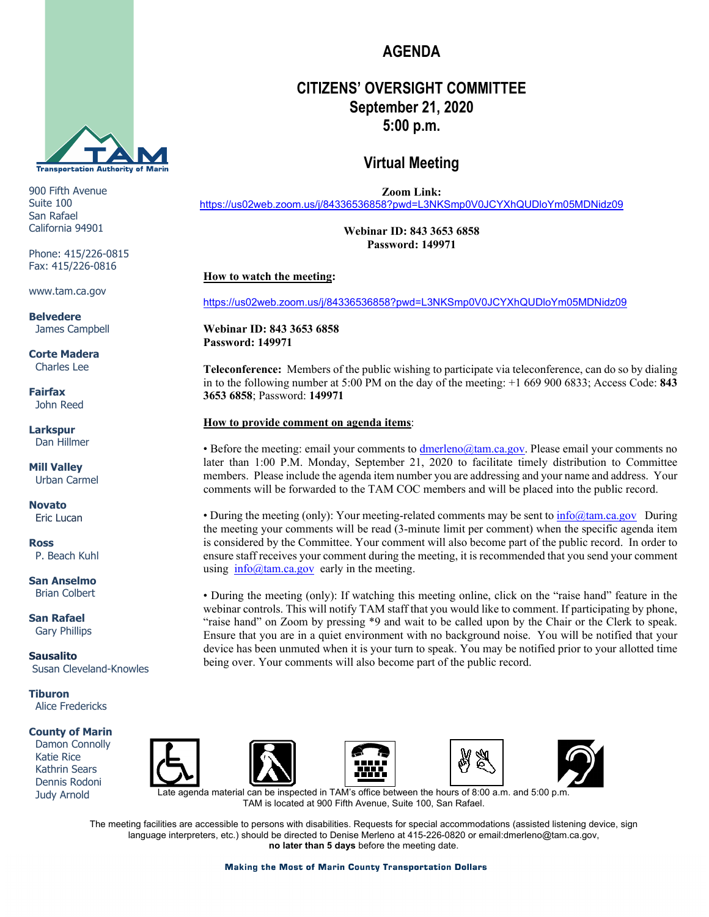# AGENDA

## CITIZENS' OVERSIGHT COMMITTEE

**September 21, 2020**

**5:00 p.m.**

## Virtual Meeting

**Zoom Link:**

https://us02web.zoom.us/j/84336536858?pwd=L3NKSmp0V0JCYXhQUDloYm05MDNidz09

**Webinar ID: 843 3653 6858**
**Password: 149971**

**How to watch the meeting:**

https://us02web.zoom.us/j/84336536858?pwd=L3NKSmp0V0JCYXhQUDloYm05MDNidz09

**Webinar ID: 843 3653 6858**
**Password: 149971**

**Teleconference:** Members of the public wishing to participate via teleconference, can do so by dialing in to the following number at 5:00 PM on the day of the meeting: +1 669 900 6833; Access Code: **843 3653 6858**; Password: **149971**

**How to provide comment on agenda items:**

• Before the meeting: email your comments to dmerleno@tam.ca.gov. Please email your comments no later than 1:00 P.M. Monday, September 21, 2020 to facilitate timely distribution to Committee members. Please include the agenda item number you are addressing and your name and address. Your comments will be forwarded to the TAM COC members and will be placed into the public record.

• During the meeting (only): Your meeting-related comments may be sent to info@tam.ca.gov During the meeting your comments will be read (3-minute limit per comment) when the specific agenda item is considered by the Committee. Your comment will also become part of the public record. In order to ensure staff receives your comment during the meeting, it is recommended that you send your comment using info@tam.ca.gov early in the meeting.

• During the meeting (only): If watching this meeting online, click on the "raise hand" feature in the webinar controls. This will notify TAM staff that you would like to comment. If participating by phone, "raise hand" on Zoom by pressing *9 and wait to be called upon by the Chair or the Clerk to speak. Ensure that you are in a quiet environment with no background noise. You will be notified that your device has been unmuted when it is your turn to speak. You may be notified prior to your allotted time being over. Your comments will also become part of the public record.

Transportation Authority of Marin

900 Fifth Avenue
Suite 100
San Rafael
California 94901

Phone: 415/226-0815
Fax: 415/226-0816

www.tam.ca.gov

**Belvedere**
James Campbell

**Corte Madera**
Charles Lee

**Fairfax**
John Reed

**Larkspur**
Dan Hillmer

**Mill Valley**
Urban Carmel

**Novato**
Eric Lucan

**Ross**
P. Beach Kuhl

**San Anselmo**
Brian Colbert

**San Rafael**
Gary Phillips

**Sausalito**
Susan Cleveland-Knowles

**Tiburon**
Alice Fredericks

**County of Marin**
Damon Connolly
Katie Rice
Kathrin Sears
Dennis Rodoni
Judy Arnold

Late agenda material can be inspected in TAM's office between the hours of 8:00 a.m. and 5:00 p.m. TAM is located at 900 Fifth Avenue, Suite 100, San Rafael.

The meeting facilities are accessible to persons with disabilities. Requests for special accommodations (assisted listening device, sign language interpreters, etc.) should be directed to Denise Merleno at 415-226-0820 or email:dmerleno@tam.ca.gov, **no later than 5 days** before the meeting date.

**Making the Most of Marin County Transportation Dollars**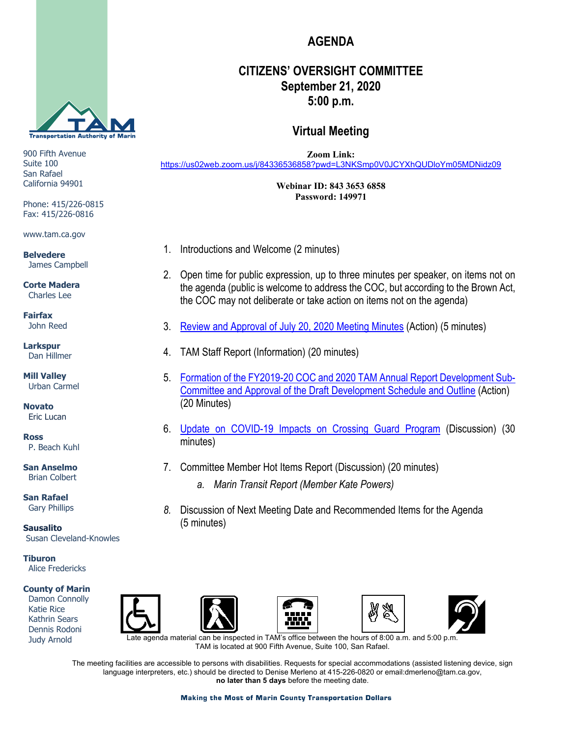# AGENDA

## CITIZENS' OVERSIGHT COMMITTEE
**September 21, 2020**
**5:00 p.m.**

## Virtual Meeting

**Zoom Link:**
https://us02web.zoom.us/j/84336536858?pwd=L3NKSmp0V0JCYXhQUDloYm05MDNidz09

**Webinar ID: 843 3653 6858**
**Password: 149971**

Transportation Authority of Marin

900 Fifth Avenue
Suite 100
San Rafael
California 94901

Phone: 415/226-0815
Fax: 415/226-0816

www.tam.ca.gov

**Belvedere**
James Campbell

**Corte Madera**
Charles Lee

**Fairfax**
John Reed

**Larkspur**
Dan Hillmer

**Mill Valley**
Urban Carmel

**Novato**
Eric Lucan

**Ross**
P. Beach Kuhl

**San Anselmo**
Brian Colbert

**San Rafael**
Gary Phillips

**Sausalito**
Susan Cleveland-Knowles

**Tiburon**
Alice Fredericks

**County of Marin**
Damon Connolly
Katie Rice
Kathrin Sears
Dennis Rodoni
Judy Arnold

1. Introductions and Welcome (2 minutes)
2. Open time for public expression, up to three minutes per speaker, on items not on the agenda (public is welcome to address the COC, but according to the Brown Act, the COC may not deliberate or take action on items not on the agenda)
3. Review and Approval of July 20, 2020 Meeting Minutes (Action) (5 minutes)
4. TAM Staff Report (Information) (20 minutes)
5. Formation of the FY2019-20 COC and 2020 TAM Annual Report Development Sub-Committee and Approval of the Draft Development Schedule and Outline (Action) (20 Minutes)
6. Update on COVID-19 Impacts on Crossing Guard Program (Discussion) (30 minutes)
7. Committee Member Hot Items Report (Discussion) (20 minutes)
   a. *Marin Transit Report (Member Kate Powers)*
8. Discussion of Next Meeting Date and Recommended Items for the Agenda (5 minutes)

Late agenda material can be inspected in TAM's office between the hours of 8:00 a.m. and 5:00 p.m. TAM is located at 900 Fifth Avenue, Suite 100, San Rafael.

The meeting facilities are accessible to persons with disabilities. Requests for special accommodations (assisted listening device, sign language interpreters, etc.) should be directed to Denise Merleno at 415-226-0820 or email:dmerleno@tam.ca.gov, **no later than 5 days** before the meeting date.

**Making the Most of Marin County Transportation Dollars**